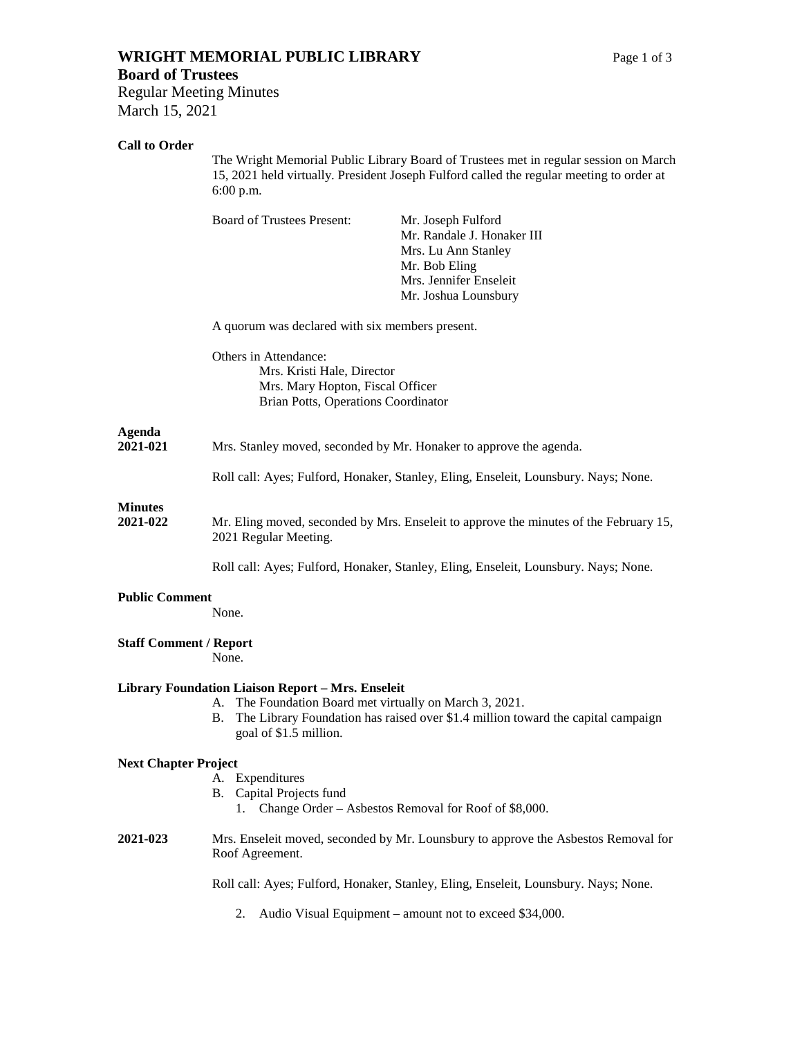# WRIGHT MEMORIAL PUBLIC LIBRARY

## Board of Trustees

Regular Meeting Minutes

March 15, 2021

**Call to Order**

The Wright Memorial Public Library Board of Trustees met in regular session on March 15, 2021 held virtually. President Joseph Fulford called the regular meeting to order at 6:00 p.m.

Board of Trustees Present:
- Mr. Joseph Fulford
- Mr. Randale J. Honaker III
- Mrs. Lu Ann Stanley
- Mr. Bob Eling
- Mrs. Jennifer Enseleit
- Mr. Joshua Lounsbury

A quorum was declared with six members present.

Others in Attendance:
- Mrs. Kristi Hale, Director
- Mrs. Mary Hopton, Fiscal Officer
- Brian Potts, Operations Coordinator

**Agenda**

**2021-021** Mrs. Stanley moved, seconded by Mr. Honaker to approve the agenda.

Roll call: Ayes; Fulford, Honaker, Stanley, Eling, Enseleit, Lounsbury. Nays; None.

**Minutes**

**2021-022** Mr. Eling moved, seconded by Mrs. Enseleit to approve the minutes of the February 15, 2021 Regular Meeting.

Roll call: Ayes; Fulford, Honaker, Stanley, Eling, Enseleit, Lounsbury. Nays; None.

**Public Comment**

None.

**Staff Comment / Report**

None.

**Library Foundation Liaison Report – Mrs. Enseleit**

A. The Foundation Board met virtually on March 3, 2021.
B. The Library Foundation has raised over $1.4 million toward the capital campaign goal of $1.5 million.

**Next Chapter Project**

A. Expenditures
B. Capital Projects fund
   1. Change Order – Asbestos Removal for Roof of $8,000.

**2021-023** Mrs. Enseleit moved, seconded by Mr. Lounsbury to approve the Asbestos Removal for Roof Agreement.

Roll call: Ayes; Fulford, Honaker, Stanley, Eling, Enseleit, Lounsbury. Nays; None.

   2. Audio Visual Equipment – amount not to exceed $34,000.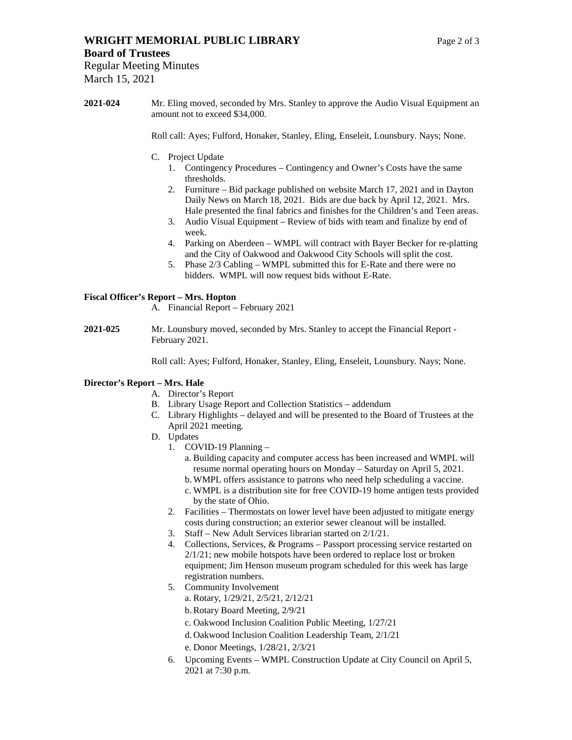**2021-024** Mr. Eling moved, seconded by Mrs. Stanley to approve the Audio Visual Equipment an amount not to exceed $34,000.

Roll call: Ayes; Fulford, Honaker, Stanley, Eling, Enseleit, Lounsbury. Nays; None.

C. Project Update
   1. Contingency Procedures – Contingency and Owner's Costs have the same thresholds.
   2. Furniture – Bid package published on website March 17, 2021 and in Dayton Daily News on March 18, 2021. Bids are due back by April 12, 2021. Mrs. Hale presented the final fabrics and finishes for the Children's and Teen areas.
   3. Audio Visual Equipment – Review of bids with team and finalize by end of week.
   4. Parking on Aberdeen – WMPL will contract with Bayer Becker for re-platting and the City of Oakwood and Oakwood City Schools will split the cost.
   5. Phase 2/3 Cabling – WMPL submitted this for E-Rate and there were no bidders. WMPL will now request bids without E-Rate.

**Fiscal Officer's Report – Mrs. Hopton**

A. Financial Report – February 2021

**2021-025** Mr. Lounsbury moved, seconded by Mrs. Stanley to accept the Financial Report - February 2021.

Roll call: Ayes; Fulford, Honaker, Stanley, Eling, Enseleit, Lounsbury. Nays; None.

**Director's Report – Mrs. Hale**

A. Director's Report
B. Library Usage Report and Collection Statistics – addendum
C. Library Highlights – delayed and will be presented to the Board of Trustees at the April 2021 meeting.
D. Updates
   1. COVID-19 Planning –
      a. Building capacity and computer access has been increased and WMPL will resume normal operating hours on Monday – Saturday on April 5, 2021.
      b. WMPL offers assistance to patrons who need help scheduling a vaccine.
      c. WMPL is a distribution site for free COVID-19 home antigen tests provided by the state of Ohio.
   2. Facilities – Thermostats on lower level have been adjusted to mitigate energy costs during construction; an exterior sewer cleanout will be installed.
   3. Staff – New Adult Services librarian started on 2/1/21.
   4. Collections, Services, & Programs – Passport processing service restarted on 2/1/21; new mobile hotspots have been ordered to replace lost or broken equipment; Jim Henson museum program scheduled for this week has large registration numbers.
   5. Community Involvement
      a. Rotary, 1/29/21, 2/5/21, 2/12/21
      b. Rotary Board Meeting, 2/9/21
      c. Oakwood Inclusion Coalition Public Meeting, 1/27/21
      d. Oakwood Inclusion Coalition Leadership Team, 2/1/21
      e. Donor Meetings, 1/28/21, 2/3/21
   6. Upcoming Events – WMPL Construction Update at City Council on April 5, 2021 at 7:30 p.m.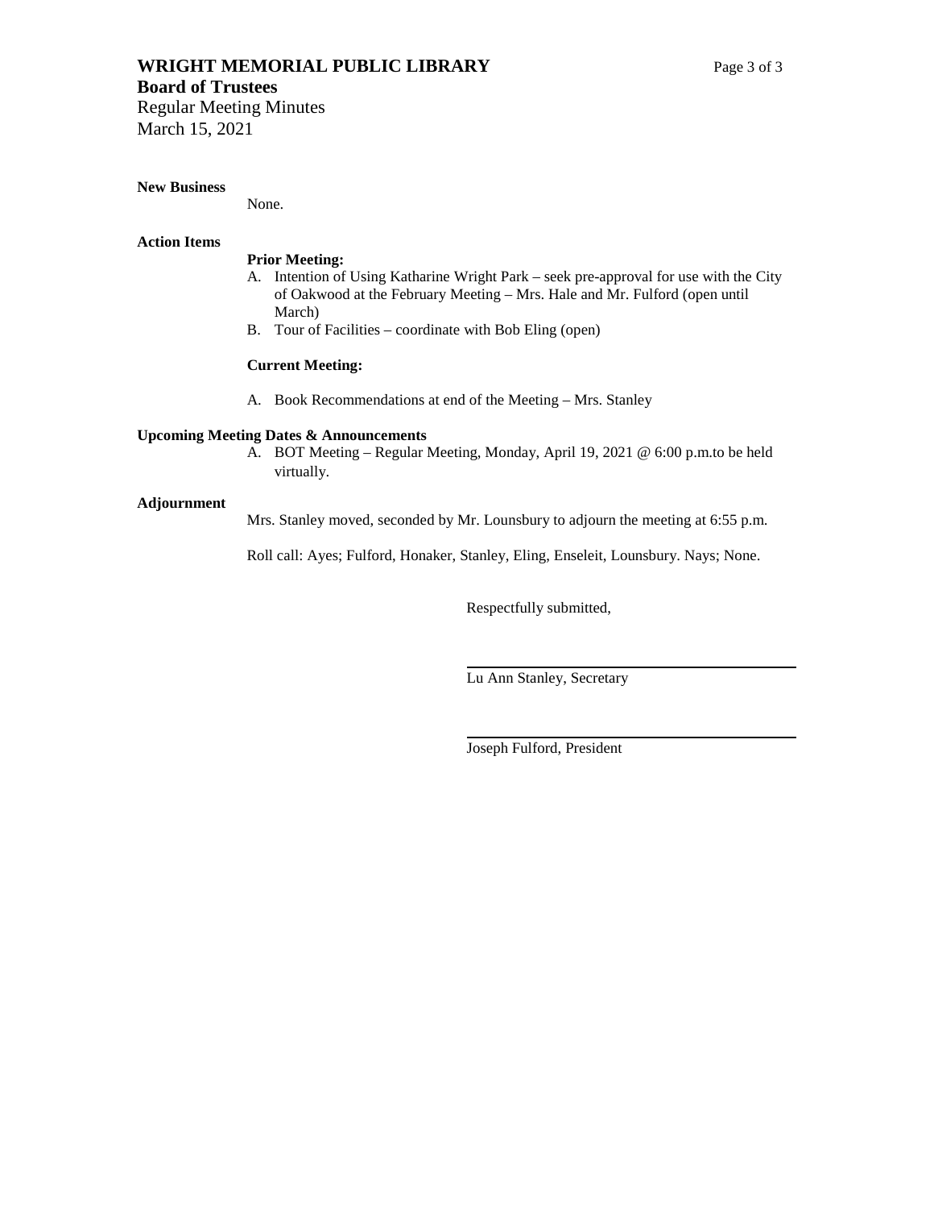**New Business**

None.

**Action Items**

**Prior Meeting:**

A. Intention of Using Katharine Wright Park – seek pre-approval for use with the City of Oakwood at the February Meeting – Mrs. Hale and Mr. Fulford (open until March)
B. Tour of Facilities – coordinate with Bob Eling (open)

**Current Meeting:**

A. Book Recommendations at end of the Meeting – Mrs. Stanley

**Upcoming Meeting Dates & Announcements**

A. BOT Meeting – Regular Meeting, Monday, April 19, 2021 @ 6:00 p.m.to be held virtually.

**Adjournment**

Mrs. Stanley moved, seconded by Mr. Lounsbury to adjourn the meeting at 6:55 p.m.

Roll call: Ayes; Fulford, Honaker, Stanley, Eling, Enseleit, Lounsbury. Nays; None.

Respectfully submitted,

Lu Ann Stanley, Secretary

Joseph Fulford, President